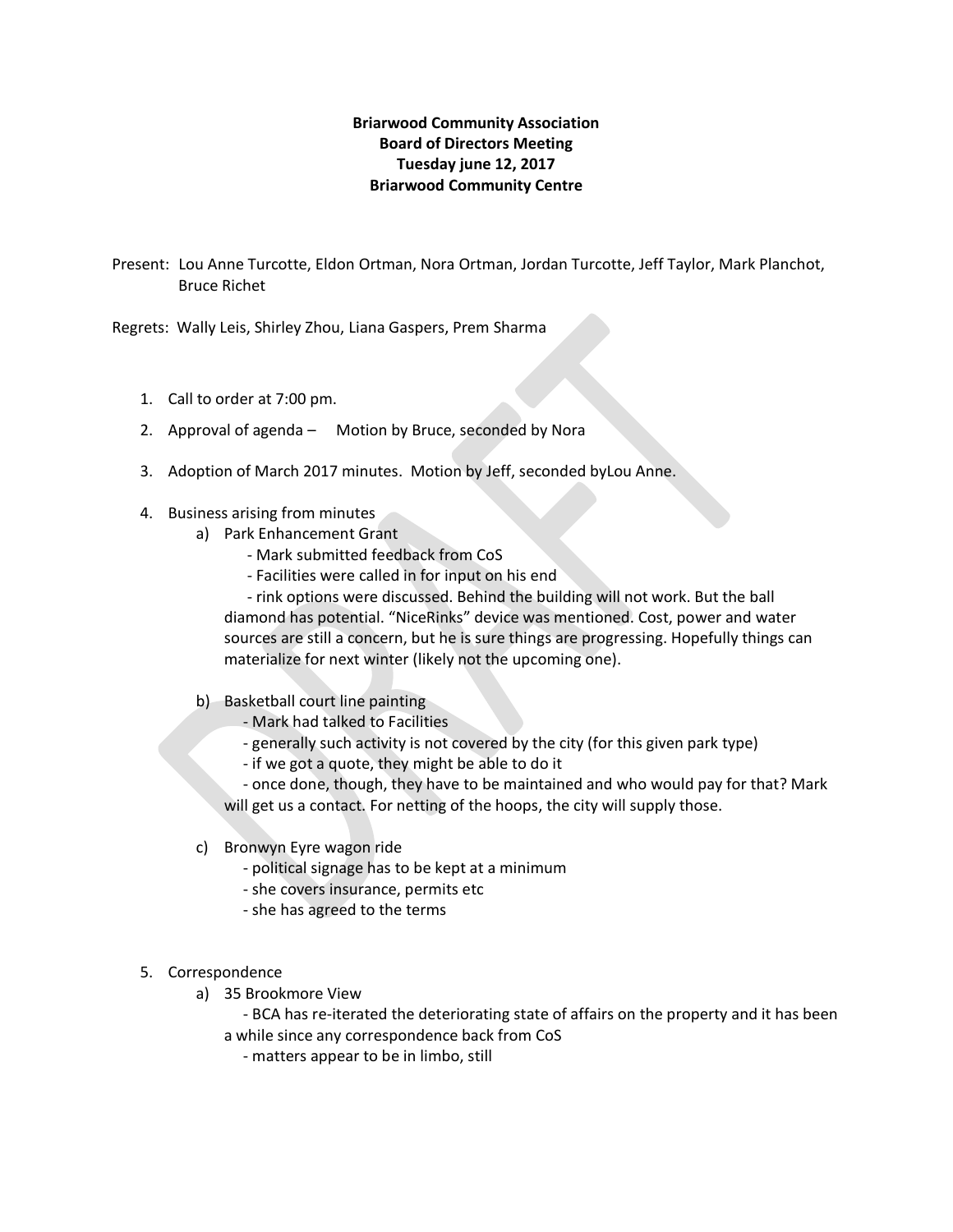**Briarwood Community Association**
**Board of Directors Meeting**
**Tuesday june 12, 2017**
**Briarwood Community Centre**

Present: Lou Anne Turcotte, Eldon Ortman, Nora Ortman, Jordan Turcotte, Jeff Taylor, Mark Planchot, Bruce Richet

Regrets: Wally Leis, Shirley Zhou, Liana Gaspers, Prem Sharma

1. Call to order at 7:00 pm.
2. Approval of agenda – Motion by Bruce, seconded by Nora
3. Adoption of March 2017 minutes. Motion by Jeff, seconded byLou Anne.
4. Business arising from minutes
   a) Park Enhancement Grant
      - Mark submitted feedback from CoS
      - Facilities were called in for input on his end
      - rink options were discussed. Behind the building will not work. But the ball diamond has potential. "NiceRinks" device was mentioned. Cost, power and water sources are still a concern, but he is sure things are progressing. Hopefully things can materialize for next winter (likely not the upcoming one).

   b) Basketball court line painting
      - Mark had talked to Facilities
      - generally such activity is not covered by the city (for this given park type)
      - if we got a quote, they might be able to do it
      - once done, though, they have to be maintained and who would pay for that? Mark will get us a contact. For netting of the hoops, the city will supply those.

   c) Bronwyn Eyre wagon ride
      - political signage has to be kept at a minimum
      - she covers insurance, permits etc
      - she has agreed to the terms

5. Correspondence
   a) 35 Brookmore View
      - BCA has re-iterated the deteriorating state of affairs on the property and it has been a while since any correspondence back from CoS
      - matters appear to be in limbo, still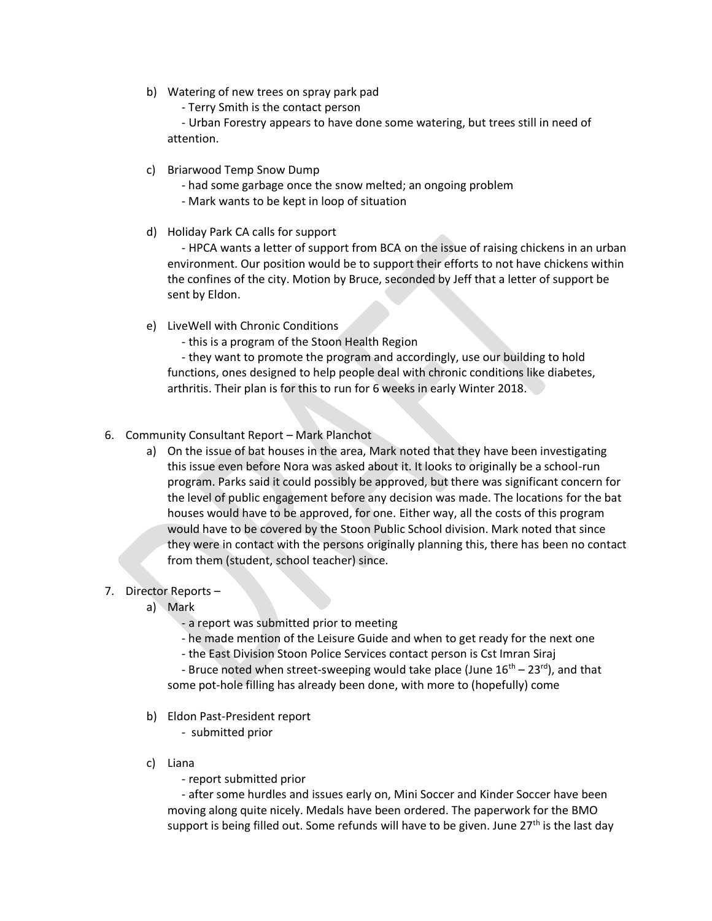b) Watering of new trees on spray park pad

   - Terry Smith is the contact person

   - Urban Forestry appears to have done some watering, but trees still in need of attention.

c) Briarwood Temp Snow Dump

   - had some garbage once the snow melted; an ongoing problem

   - Mark wants to be kept in loop of situation

d) Holiday Park CA calls for support

   - HPCA wants a letter of support from BCA on the issue of raising chickens in an urban environment. Our position would be to support their efforts to not have chickens within the confines of the city. Motion by Bruce, seconded by Jeff that a letter of support be sent by Eldon.

e) LiveWell with Chronic Conditions

   - this is a program of the Stoon Health Region

   - they want to promote the program and accordingly, use our building to hold functions, ones designed to help people deal with chronic conditions like diabetes, arthritis. Their plan is for this to run for 6 weeks in early Winter 2018.

6. Community Consultant Report – Mark Planchot

   a) On the issue of bat houses in the area, Mark noted that they have been investigating this issue even before Nora was asked about it. It looks to originally be a school-run program. Parks said it could possibly be approved, but there was significant concern for the level of public engagement before any decision was made. The locations for the bat houses would have to be approved, for one. Either way, all the costs of this program would have to be covered by the Stoon Public School division. Mark noted that since they were in contact with the persons originally planning this, there has been no contact from them (student, school teacher) since.

7. Director Reports –

   a) Mark

      - a report was submitted prior to meeting

      - he made mention of the Leisure Guide and when to get ready for the next one

      - the East Division Stoon Police Services contact person is Cst Imran Siraj

      - Bruce noted when street-sweeping would take place (June 16th – 23rd), and that some pot-hole filling has already been done, with more to (hopefully) come

   b) Eldon Past-President report

      - submitted prior

   c) Liana

      - report submitted prior

      - after some hurdles and issues early on, Mini Soccer and Kinder Soccer have been moving along quite nicely. Medals have been ordered. The paperwork for the BMO support is being filled out. Some refunds will have to be given. June 27th is the last day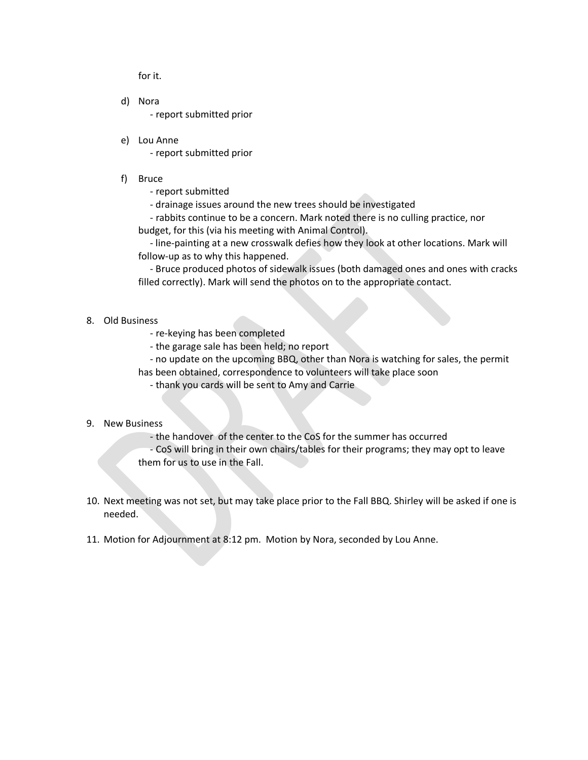for it.

d) Nora
   - report submitted prior

e) Lou Anne
   - report submitted prior

f) Bruce
   - report submitted
   - drainage issues around the new trees should be investigated
   - rabbits continue to be a concern. Mark noted there is no culling practice, nor budget, for this (via his meeting with Animal Control).
   - line-painting at a new crosswalk defies how they look at other locations. Mark will follow-up as to why this happened.
   - Bruce produced photos of sidewalk issues (both damaged ones and ones with cracks filled correctly). Mark will send the photos on to the appropriate contact.

8. Old Business
   - re-keying has been completed
   - the garage sale has been held; no report
   - no update on the upcoming BBQ, other than Nora is watching for sales, the permit has been obtained, correspondence to volunteers will take place soon
   - thank you cards will be sent to Amy and Carrie

9. New Business
   - the handover of the center to the CoS for the summer has occurred
   - CoS will bring in their own chairs/tables for their programs; they may opt to leave them for us to use in the Fall.

10. Next meeting was not set, but may take place prior to the Fall BBQ. Shirley will be asked if one is needed.

11. Motion for Adjournment at 8:12 pm. Motion by Nora, seconded by Lou Anne.